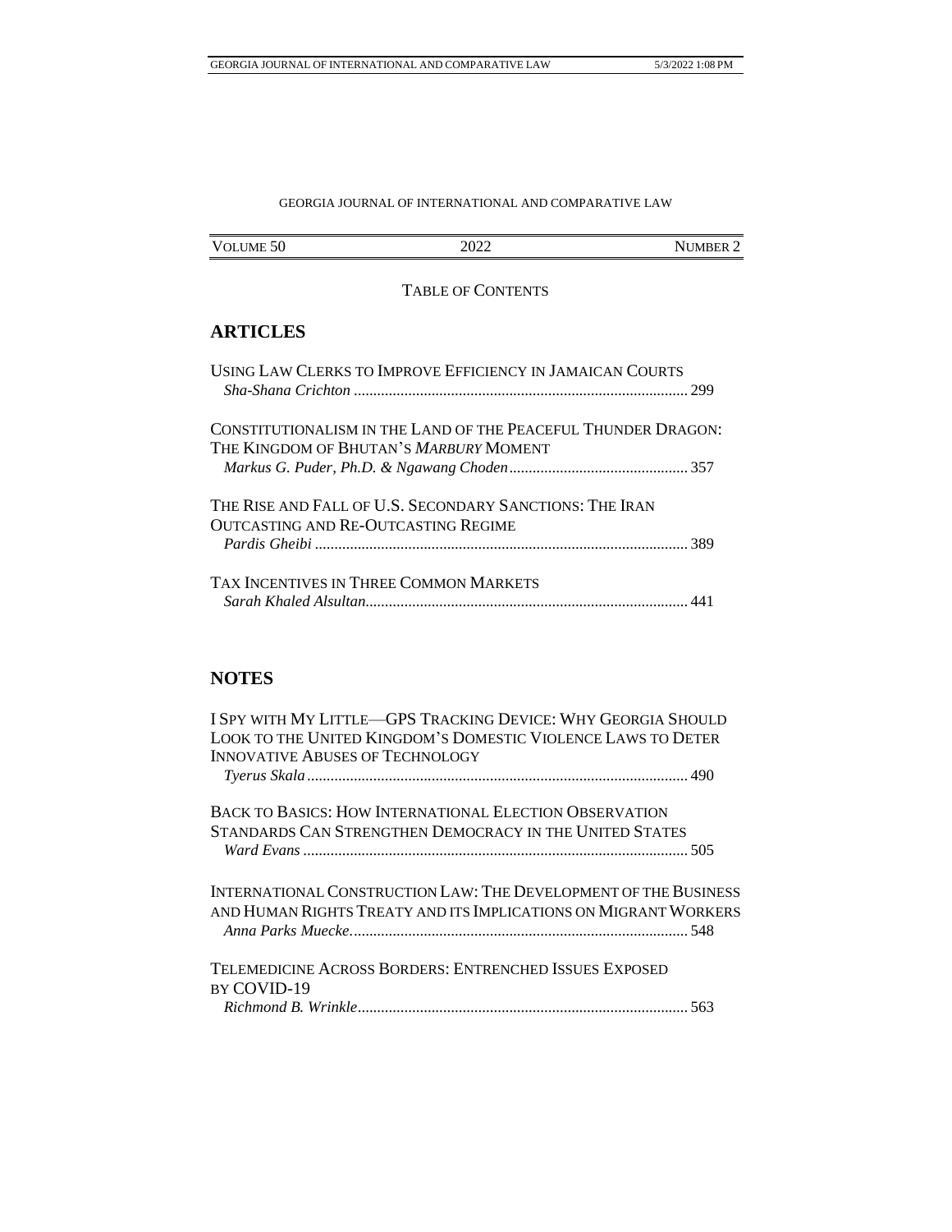GEORGIA JOURNAL OF INTERNATIONAL AND COMPARATIVE LAW

| VOLUME 50 | 2022 | NUMBER 2 |
|---|---|---|

TABLE OF CONTENTS

## ARTICLES

USING LAW CLERKS TO IMPROVE EFFICIENCY IN JAMAICAN COURTS
*Sha-Shana Crichton* ..................................................................................... 299

CONSTITUTIONALISM IN THE LAND OF THE PEACEFUL THUNDER DRAGON: THE KINGDOM OF BHUTAN'S *MARBURY* MOMENT
*Markus G. Puder, Ph.D. & Ngawang Choden* .............................................. 357

THE RISE AND FALL OF U.S. SECONDARY SANCTIONS: THE IRAN OUTCASTING AND RE-OUTCASTING REGIME
*Pardis Gheibi* ............................................................................................... 389

TAX INCENTIVES IN THREE COMMON MARKETS
*Sarah Khaled Alsultan*.................................................................................. 441

## NOTES

I SPY WITH MY LITTLE—GPS TRACKING DEVICE: WHY GEORGIA SHOULD LOOK TO THE UNITED KINGDOM'S DOMESTIC VIOLENCE LAWS TO DETER INNOVATIVE ABUSES OF TECHNOLOGY
*Tyerus Skala* ................................................................................................. 490

BACK TO BASICS: HOW INTERNATIONAL ELECTION OBSERVATION STANDARDS CAN STRENGTHEN DEMOCRACY IN THE UNITED STATES
*Ward Evans* .................................................................................................. 505

INTERNATIONAL CONSTRUCTION LAW: THE DEVELOPMENT OF THE BUSINESS AND HUMAN RIGHTS TREATY AND ITS IMPLICATIONS ON MIGRANT WORKERS
*Anna Parks Muecke*...................................................................................... 548

TELEMEDICINE ACROSS BORDERS: ENTRENCHED ISSUES EXPOSED BY COVID-19
*Richmond B. Wrinkle*.................................................................................... 563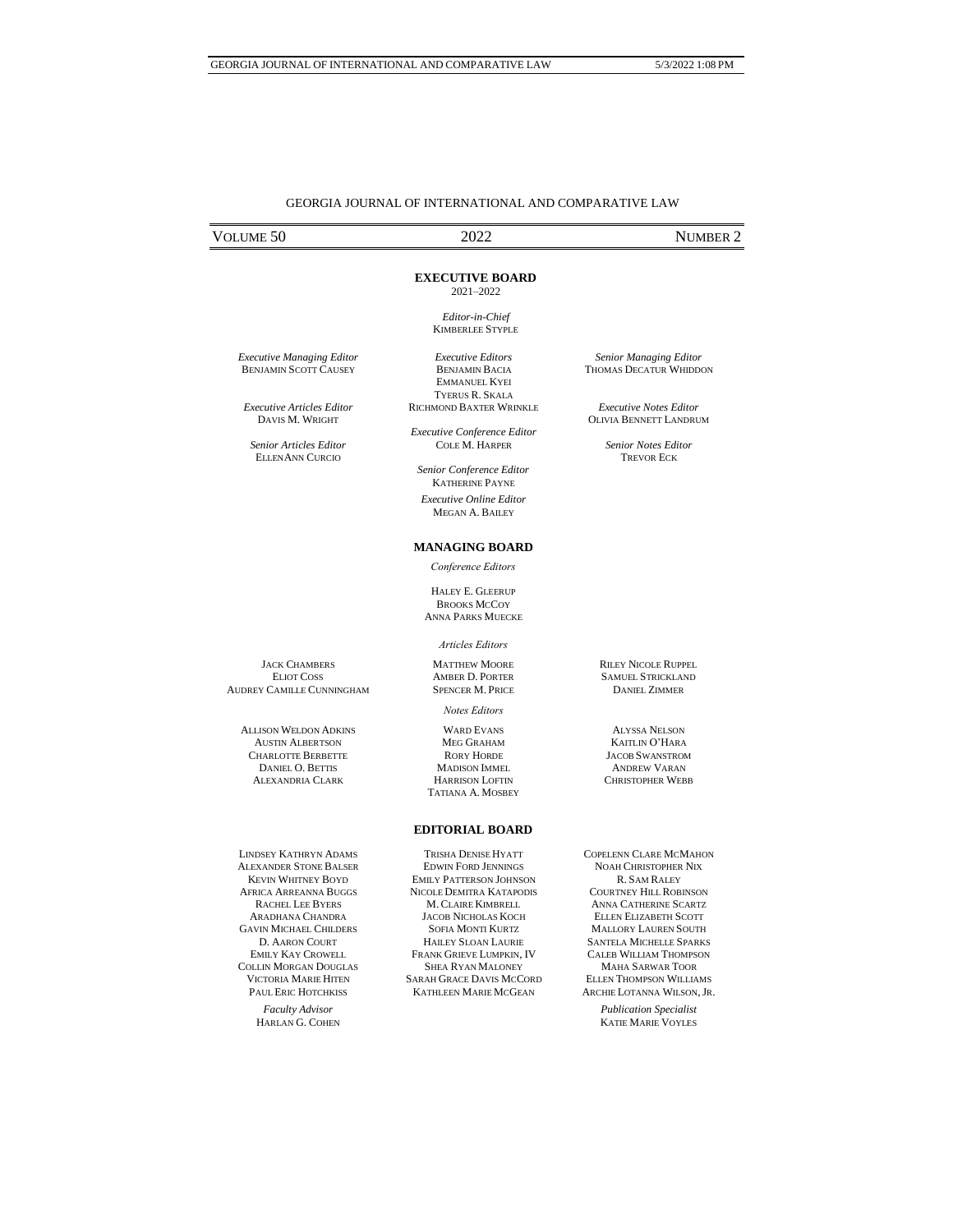GEORGIA JOURNAL OF INTERNATIONAL AND COMPARATIVE LAW

VOLUME 50 | 2022 | NUMBER 2

## EXECUTIVE BOARD

2021–2022

*Editor-in-Chief*
KIMBERLEE STYPLE

*Executive Managing Editor*
BENJAMIN SCOTT CAUSEY

*Executive Editors*
BENJAMIN BACIA
EMMANUEL KYEI
TYERUS R. SKALA
RICHMOND BAXTER WRINKLE

*Senior Managing Editor*
THOMAS DECATUR WHIDDON

*Executive Articles Editor*
DAVIS M. WRIGHT

*Executive Notes Editor*
OLIVIA BENNETT LANDRUM

*Executive Conference Editor*
COLE M. HARPER

*Senior Articles Editor*
ELLENANN CURCIO

*Senior Notes Editor*
TREVOR ECK

*Senior Conference Editor*
KATHERINE PAYNE

*Executive Online Editor*
MEGAN A. BAILEY

## MANAGING BOARD

*Conference Editors*

HALEY E. GLEERUP
BROOKS MCCOY
ANNA PARKS MUECKE

*Articles Editors*

JACK CHAMBERS
ELIOT COSS
AUDREY CAMILLE CUNNINGHAM
MATTHEW MOORE
AMBER D. PORTER
SPENCER M. PRICE
RILEY NICOLE RUPPEL
SAMUEL STRICKLAND
DANIEL ZIMMER

*Notes Editors*

ALLISON WELDON ADKINS
AUSTIN ALBERTSON
CHARLOTTE BERBETTE
DANIEL O. BETTIS
ALEXANDRIA CLARK
WARD EVANS
MEG GRAHAM
RORY HORDE
MADISON IMMEL
HARRISON LOFTIN
TATIANA A. MOSBEY
ALYSSA NELSON
KAITLIN O'HARA
JACOB SWANSTROM
ANDREW VARAN
CHRISTOPHER WEBB

## EDITORIAL BOARD

LINDSEY KATHRYN ADAMS
ALEXANDER STONE BALSER
KEVIN WHITNEY BOYD
AFRICA ARREANNA BUGGS
RACHEL LEE BYERS
ARADHANA CHANDRA
GAVIN MICHAEL CHILDERS
D. AARON COURT
EMILY KAY CROWELL
COLLIN MORGAN DOUGLAS
VICTORIA MARIE HITEN
PAUL ERIC HOTCHKISS
TRISHA DENISE HYATT
EDWIN FORD JENNINGS
EMILY PATTERSON JOHNSON
NICOLE DEMITRA KATAPODIS
M. CLAIRE KIMBRELL
JACOB NICHOLAS KOCH
SOFIA MONTI KURTZ
HAILEY SLOAN LAURIE
FRANK GRIEVE LUMPKIN, IV
SHEA RYAN MALONEY
SARAH GRACE DAVIS MCCORD
KATHLEEN MARIE MCGEAN
COPELENN CLARE MCMAHON
NOAH CHRISTOPHER NIX
R. SAM RALEY
COURTNEY HILL ROBINSON
ANNA CATHERINE SCARTZ
ELLEN ELIZABETH SCOTT
MALLORY LAUREN SOUTH
SANTELA MICHELLE SPARKS
CALEB WILLIAM THOMPSON
MAHA SARWAR TOOR
ELLEN THOMPSON WILLIAMS
ARCHIE LOTANNA WILSON, JR.

*Faculty Advisor*
HARLAN G. COHEN

*Publication Specialist*
KATIE MARIE VOYLES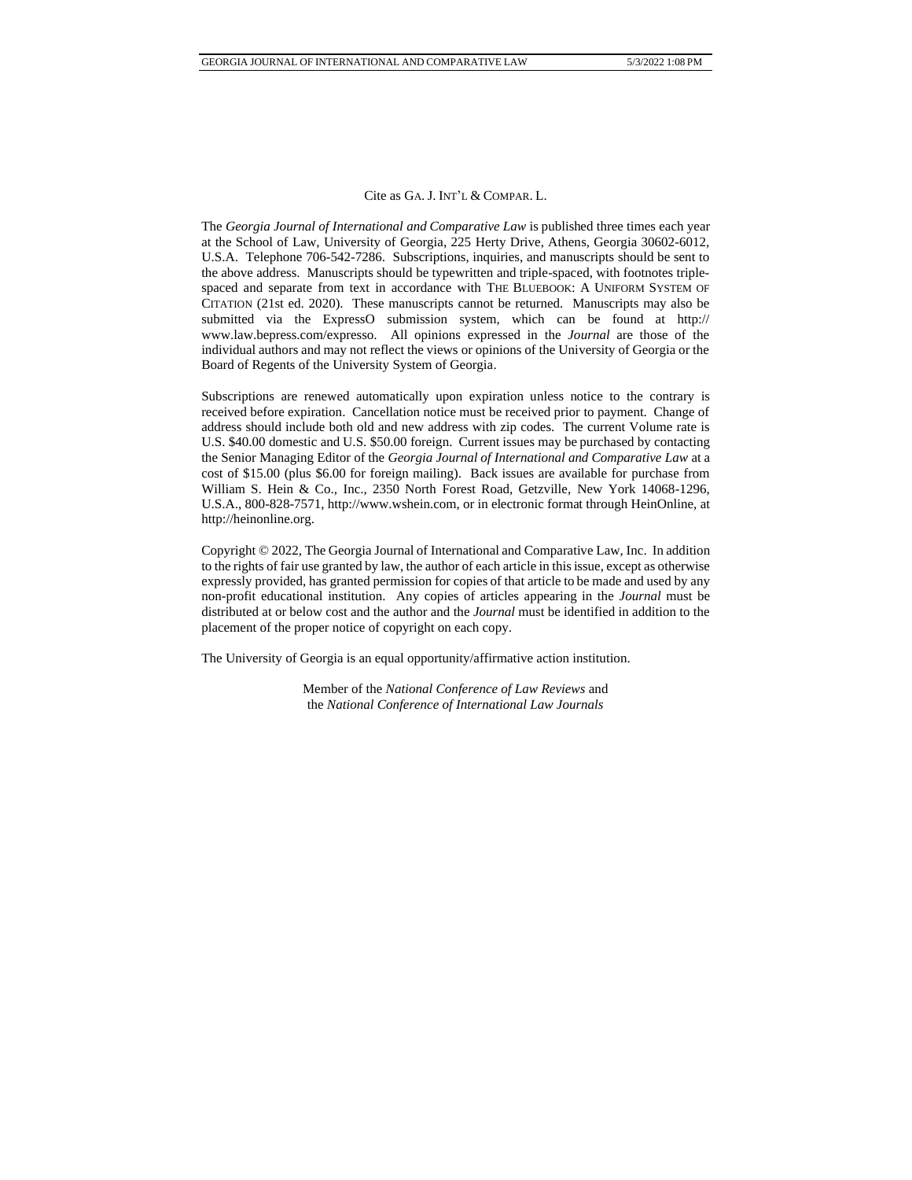Cite as GA. J. INT'L & COMPAR. L.

The *Georgia Journal of International and Comparative Law* is published three times each year at the School of Law, University of Georgia, 225 Herty Drive, Athens, Georgia 30602-6012, U.S.A. Telephone 706-542-7286. Subscriptions, inquiries, and manuscripts should be sent to the above address. Manuscripts should be typewritten and triple-spaced, with footnotes triple-spaced and separate from text in accordance with THE BLUEBOOK: A UNIFORM SYSTEM OF CITATION (21st ed. 2020). These manuscripts cannot be returned. Manuscripts may also be submitted via the ExpressO submission system, which can be found at http:// www.law.bepress.com/expresso. All opinions expressed in the *Journal* are those of the individual authors and may not reflect the views or opinions of the University of Georgia or the Board of Regents of the University System of Georgia.

Subscriptions are renewed automatically upon expiration unless notice to the contrary is received before expiration. Cancellation notice must be received prior to payment. Change of address should include both old and new address with zip codes. The current Volume rate is U.S. $40.00 domestic and U.S. $50.00 foreign. Current issues may be purchased by contacting the Senior Managing Editor of the *Georgia Journal of International and Comparative Law* at a cost of $15.00 (plus $6.00 for foreign mailing). Back issues are available for purchase from William S. Hein & Co., Inc., 2350 North Forest Road, Getzville, New York 14068-1296, U.S.A., 800-828-7571, http://www.wshein.com, or in electronic format through HeinOnline, at http://heinonline.org.

Copyright © 2022, The Georgia Journal of International and Comparative Law, Inc. In addition to the rights of fair use granted by law, the author of each article in this issue, except as otherwise expressly provided, has granted permission for copies of that article to be made and used by any non-profit educational institution. Any copies of articles appearing in the *Journal* must be distributed at or below cost and the author and the *Journal* must be identified in addition to the placement of the proper notice of copyright on each copy.

The University of Georgia is an equal opportunity/affirmative action institution.

Member of the *National Conference of Law Reviews* and
the *National Conference of International Law Journals*